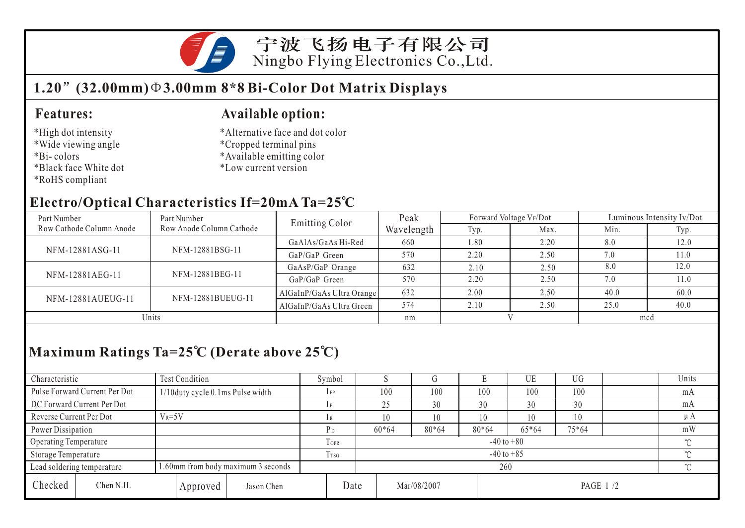# 宁波飞扬电子有限公司

Ningbo Flying Electronics Co.,Ltd.

## 1.20”(32.00mm)Φ3.00mm 8*8 Bi-Color Dot Matrix Displays

### Features:

*High dot intensity
*Wide viewing angle
*Bi- colors
*Black face White dot
*RoHS compliant

### Available option:

*Alternative face and dot color
*Cropped terminal pins
*Available emitting color
*Low current version

## Electro/Optical Characteristics If=20mA Ta=25℃

| Part Number Row Cathode Column Anode | Part Number Row Anode Column Cathode | Emitting Color | Peak Wavelength | Forward Voltage $V_F$/Dot | | Luminous Intensity Iv/Dot | |
|---|---|---|---|---|---|---|---|
| | | | | Typ. | Max. | Min. | Typ. |
| NFM-12881ASG-11 | NFM-12881BSG-11 | GaAlAs/GaAs Hi-Red | 660 | 1.80 | 2.20 | 8.0 | 12.0 |
| | | GaP/GaP Green | 570 | 2.20 | 2.50 | 7.0 | 11.0 |
| NFM-12881AEG-11 | NFM-12881BEG-11 | GaAsP/GaP Orange | 632 | 2.10 | 2.50 | 8.0 | 12.0 |
| | | GaP/GaP Green | 570 | 2.20 | 2.50 | 7.0 | 11.0 |
| NFM-12881AUEUG-11 | NFM-12881BUEUG-11 | AlGaInP/GaAs Ultra Orange | 632 | 2.00 | 2.50 | 40.0 | 60.0 |
| | | AlGaInP/GaAs Ultra Green | 574 | 2.10 | 2.50 | 25.0 | 40.0 |
| Units | | | nm | V | | mcd | |

## Maximum Ratings Ta=25℃ (Derate above 25℃)

| Characteristic | Test Condition | Symbol | S | G | E | UE | UG | | Units |
|---|---|---|---|---|---|---|---|---|---|
| Pulse Forward Current Per Dot | 1/10duty cycle 0.1ms Pulse width | $I_{FP}$ | 100 | 100 | 100 | 100 | 100 | | mA |
| DC Forward Current Per Dot | | $I_F$ | 25 | 30 | 30 | 30 | 30 | | mA |
| Reverse Current Per Dot | $V_R$=5V | $I_R$ | 10 | 10 | 10 | 10 | 10 | | μA |
| Power Dissipation | | $P_D$ | 60*64 | 80*64 | 80*64 | 65*64 | 75*64 | | mW |
| Operating Temperature | | $T_{OPR}$ | -40 to +80 | | | | | | ℃ |
| Storage Temperature | | $T_{TSG}$ | -40 to +85 | | | | | | ℃ |
| Lead soldering temperature | 1.60mm from body maximum 3 seconds | | 260 | | | | | | ℃ |

| Checked | Chen N.H. | Approved | Jason Chen | Date | Mar/08/2007 |
|---|---|---|---|---|---|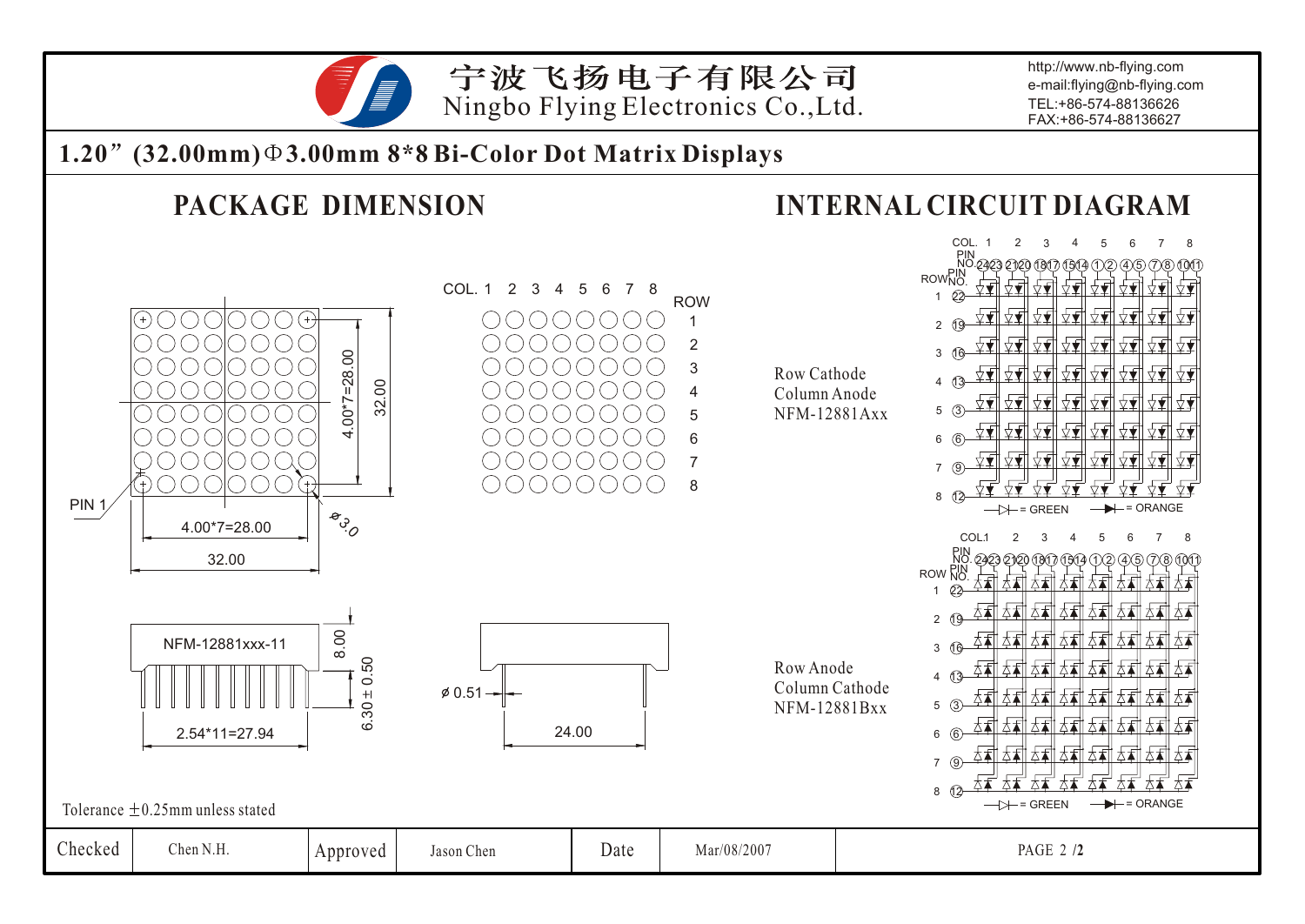宁波飞扬电子有限公司
Ningbo Flying Electronics Co.,Ltd.

http://www.nb-flying.com
e-mail:flying@nb-flying.com
TEL:+86-574-88136626
FAX:+86-574-88136627

## 1.20”(32.00mm)Φ3.00mm 8*8 Bi-Color Dot Matrix Displays

## PACKAGE DIMENSION

4.00*7=28.00
32.00
4.00*7=28.00
32.00
PIN 1
Φ3.0

COL. 1 2 3 4 5 6 7 8
ROW 1 2 3 4 5 6 7 8

NFM-12881xxx-11
8.00
6.30 ± 0.50
2.54*11=27.94
Φ 0.51
24.00

Tolerance ±0.25mm unless stated

## INTERNAL CIRCUIT DIAGRAM

Row Cathode
Column Anode
NFM-12881Axx

COL. 1 2 3 4 5 6 7 8
PIN NO. 24 23 21 20 18 17 15 14 1 2 4 5 7 8 10 11
ROW PIN NO. 1 22, 2 19, 3 16, 4 13, 5 3, 6 6, 7 9, 8 12
= GREEN = ORANGE

Row Anode
Column Cathode
NFM-12881Bxx

COL. 1 2 3 4 5 6 7 8
PIN NO. 24 23 21 20 18 17 15 14 1 2 4 5 7 8 10 11
ROW PIN NO. 1 22, 2 19, 3 16, 4 13, 5 3, 6 6, 7 9, 8 12
= GREEN = ORANGE

| Checked | Chen N.H. | Approved | Jason Chen | Date | Mar/08/2007 | PAGE 2 /2 |
|---|---|---|---|---|---|---|